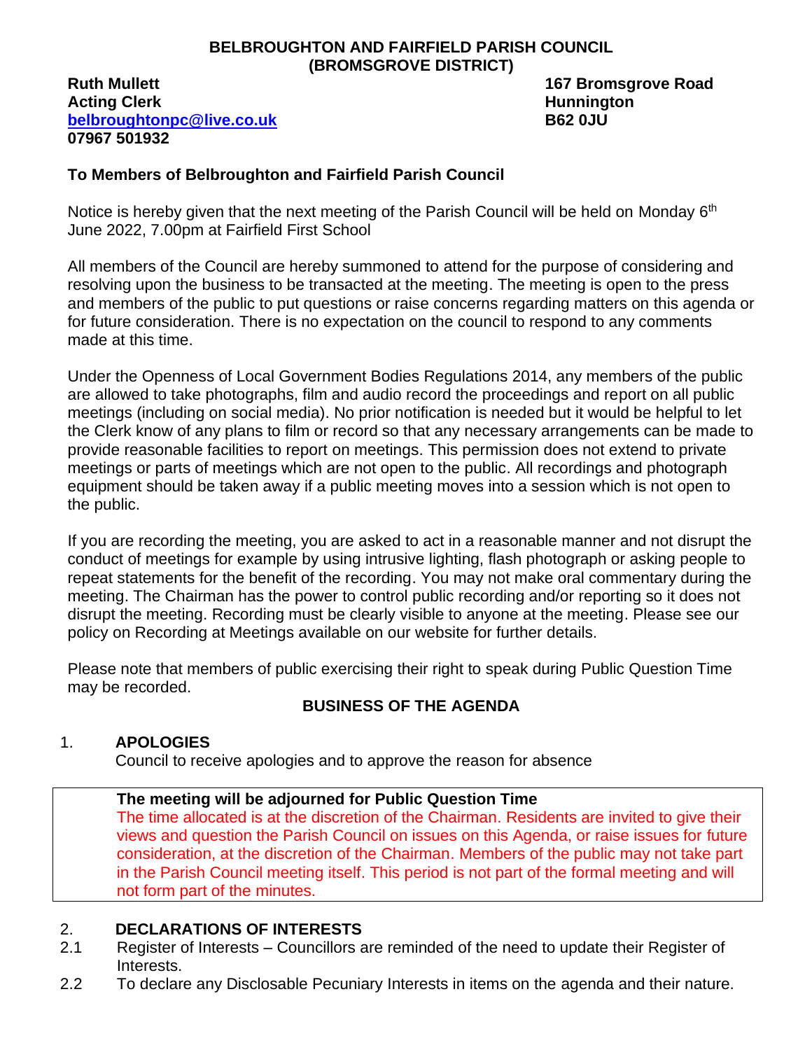**BELBROUGHTON AND FAIRFIELD PARISH COUNCIL**
**(BROMSGROVE DISTRICT)**

**Ruth Mullett**
**Acting Clerk**
**belbroughtonpc@live.co.uk**
**07967 501932**

**167 Bromsgrove Road**
**Hunnington**
**B62 0JU**

**To Members of Belbroughton and Fairfield Parish Council**

Notice is hereby given that the next meeting of the Parish Council will be held on Monday 6th June 2022, 7.00pm at Fairfield First School

All members of the Council are hereby summoned to attend for the purpose of considering and resolving upon the business to be transacted at the meeting. The meeting is open to the press and members of the public to put questions or raise concerns regarding matters on this agenda or for future consideration. There is no expectation on the council to respond to any comments made at this time.

Under the Openness of Local Government Bodies Regulations 2014, any members of the public are allowed to take photographs, film and audio record the proceedings and report on all public meetings (including on social media). No prior notification is needed but it would be helpful to let the Clerk know of any plans to film or record so that any necessary arrangements can be made to provide reasonable facilities to report on meetings. This permission does not extend to private meetings or parts of meetings which are not open to the public. All recordings and photograph equipment should be taken away if a public meeting moves into a session which is not open to the public.

If you are recording the meeting, you are asked to act in a reasonable manner and not disrupt the conduct of meetings for example by using intrusive lighting, flash photograph or asking people to repeat statements for the benefit of the recording. You may not make oral commentary during the meeting. The Chairman has the power to control public recording and/or reporting so it does not disrupt the meeting. Recording must be clearly visible to anyone at the meeting. Please see our policy on Recording at Meetings available on our website for further details.

Please note that members of public exercising their right to speak during Public Question Time may be recorded.

## BUSINESS OF THE AGENDA

1. **APOLOGIES**
   Council to receive apologies and to approve the reason for absence

> **The meeting will be adjourned for Public Question Time**
> The time allocated is at the discretion of the Chairman. Residents are invited to give their views and question the Parish Council on issues on this Agenda, or raise issues for future consideration, at the discretion of the Chairman. Members of the public may not take part in the Parish Council meeting itself. This period is not part of the formal meeting and will not form part of the minutes.

2. **DECLARATIONS OF INTERESTS**

2.1 Register of Interests – Councillors are reminded of the need to update their Register of Interests.

2.2 To declare any Disclosable Pecuniary Interests in items on the agenda and their nature.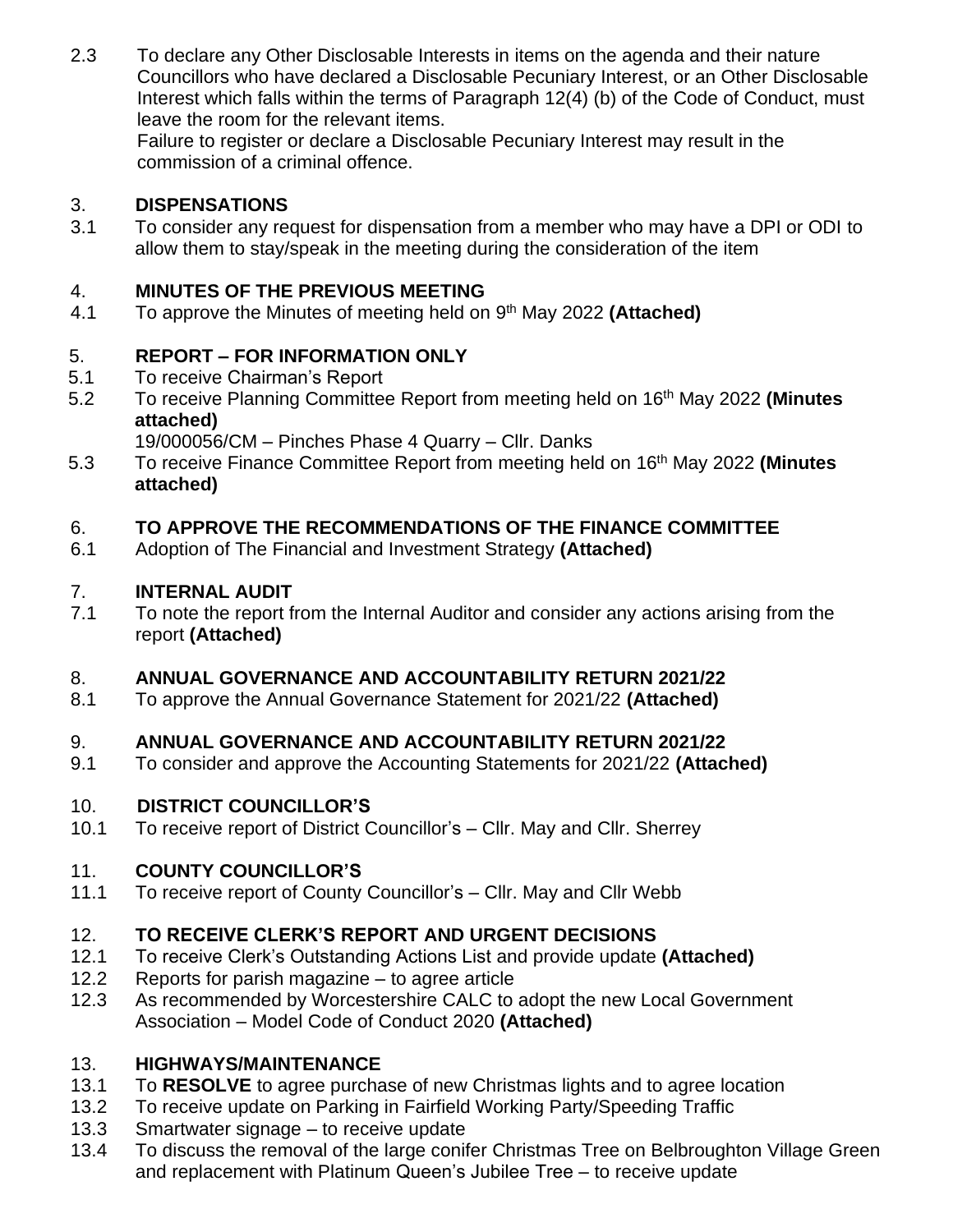2.3 To declare any Other Disclosable Interests in items on the agenda and their nature Councillors who have declared a Disclosable Pecuniary Interest, or an Other Disclosable Interest which falls within the terms of Paragraph 12(4) (b) of the Code of Conduct, must leave the room for the relevant items.
Failure to register or declare a Disclosable Pecuniary Interest may result in the commission of a criminal offence.

3. **DISPENSATIONS**

3.1 To consider any request for dispensation from a member who may have a DPI or ODI to allow them to stay/speak in the meeting during the consideration of the item

4. **MINUTES OF THE PREVIOUS MEETING**

4.1 To approve the Minutes of meeting held on 9th May 2022 **(Attached)**

5. **REPORT – FOR INFORMATION ONLY**

5.1 To receive Chairman's Report

5.2 To receive Planning Committee Report from meeting held on 16th May 2022 **(Minutes attached)**
19/000056/CM – Pinches Phase 4 Quarry – Cllr. Danks

5.3 To receive Finance Committee Report from meeting held on 16th May 2022 **(Minutes attached)**

6. **TO APPROVE THE RECOMMENDATIONS OF THE FINANCE COMMITTEE**

6.1 Adoption of The Financial and Investment Strategy **(Attached)**

7. **INTERNAL AUDIT**

7.1 To note the report from the Internal Auditor and consider any actions arising from the report **(Attached)**

8. **ANNUAL GOVERNANCE AND ACCOUNTABILITY RETURN 2021/22**

8.1 To approve the Annual Governance Statement for 2021/22 **(Attached)**

9. **ANNUAL GOVERNANCE AND ACCOUNTABILITY RETURN 2021/22**

9.1 To consider and approve the Accounting Statements for 2021/22 **(Attached)**

10. **DISTRICT COUNCILLOR'S**

10.1 To receive report of District Councillor's – Cllr. May and Cllr. Sherrey

11. **COUNTY COUNCILLOR'S**

11.1 To receive report of County Councillor's – Cllr. May and Cllr Webb

12. **TO RECEIVE CLERK'S REPORT AND URGENT DECISIONS**

12.1 To receive Clerk's Outstanding Actions List and provide update **(Attached)**

12.2 Reports for parish magazine – to agree article

12.3 As recommended by Worcestershire CALC to adopt the new Local Government Association – Model Code of Conduct 2020 **(Attached)**

13. **HIGHWAYS/MAINTENANCE**

13.1 To **RESOLVE** to agree purchase of new Christmas lights and to agree location

13.2 To receive update on Parking in Fairfield Working Party/Speeding Traffic

13.3 Smartwater signage – to receive update

13.4 To discuss the removal of the large conifer Christmas Tree on Belbroughton Village Green and replacement with Platinum Queen's Jubilee Tree – to receive update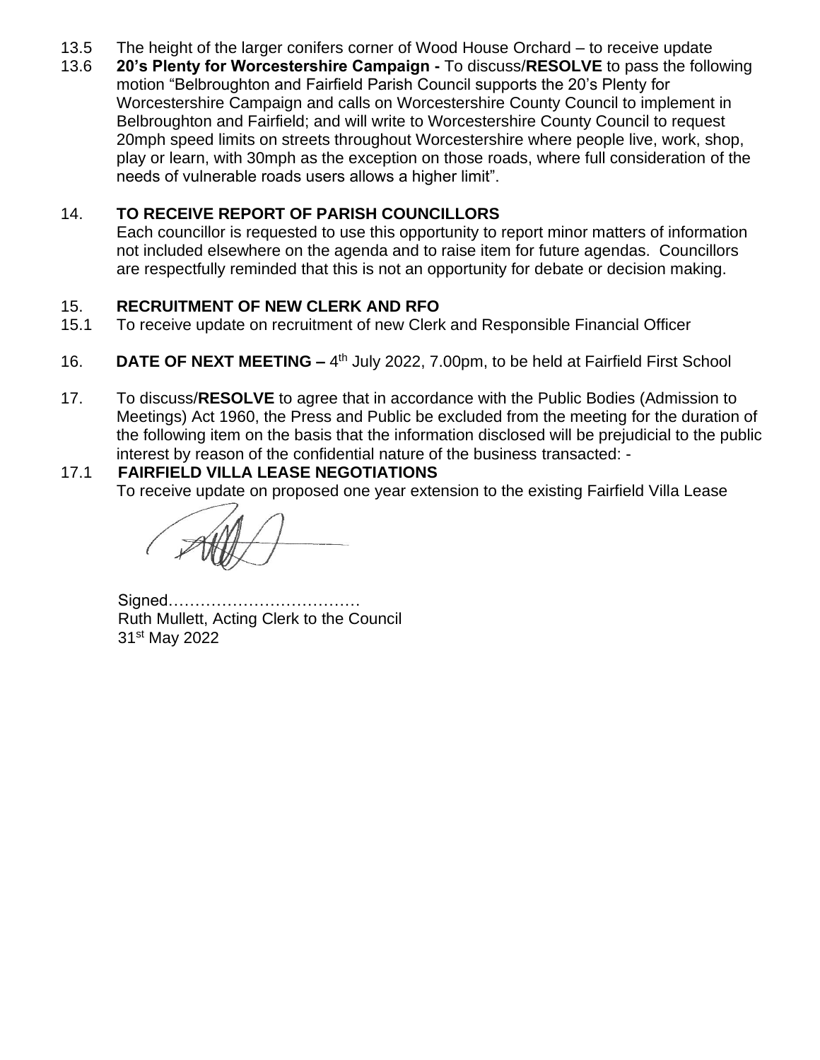13.5 The height of the larger conifers corner of Wood House Orchard – to receive update

13.6 **20's Plenty for Worcestershire Campaign -** To discuss/**RESOLVE** to pass the following motion "Belbroughton and Fairfield Parish Council supports the 20's Plenty for Worcestershire Campaign and calls on Worcestershire County Council to implement in Belbroughton and Fairfield; and will write to Worcestershire County Council to request 20mph speed limits on streets throughout Worcestershire where people live, work, shop, play or learn, with 30mph as the exception on those roads, where full consideration of the needs of vulnerable roads users allows a higher limit".

14. **TO RECEIVE REPORT OF PARISH COUNCILLORS**

Each councillor is requested to use this opportunity to report minor matters of information not included elsewhere on the agenda and to raise item for future agendas. Councillors are respectfully reminded that this is not an opportunity for debate or decision making.

15. **RECRUITMENT OF NEW CLERK AND RFO**

15.1 To receive update on recruitment of new Clerk and Responsible Financial Officer

16. **DATE OF NEXT MEETING –** 4th July 2022, 7.00pm, to be held at Fairfield First School

17. To discuss/**RESOLVE** to agree that in accordance with the Public Bodies (Admission to Meetings) Act 1960, the Press and Public be excluded from the meeting for the duration of the following item on the basis that the information disclosed will be prejudicial to the public interest by reason of the confidential nature of the business transacted: -

17.1 **FAIRFIELD VILLA LEASE NEGOTIATIONS**

To receive update on proposed one year extension to the existing Fairfield Villa Lease

Signed………………………………
Ruth Mullett, Acting Clerk to the Council
31st May 2022